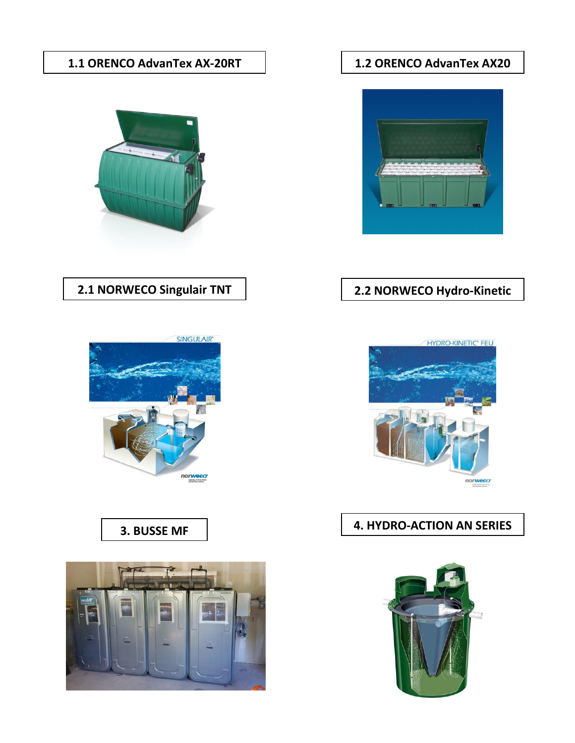**1.1 ORENCO AdvanTex AX-20RT**

**1.2 ORENCO AdvanTex AX20**

**2.1 NORWECO Singulair TNT**

**2.2 NORWECO Hydro-Kinetic**

**3. BUSSE MF**

**4. HYDRO-ACTION AN SERIES**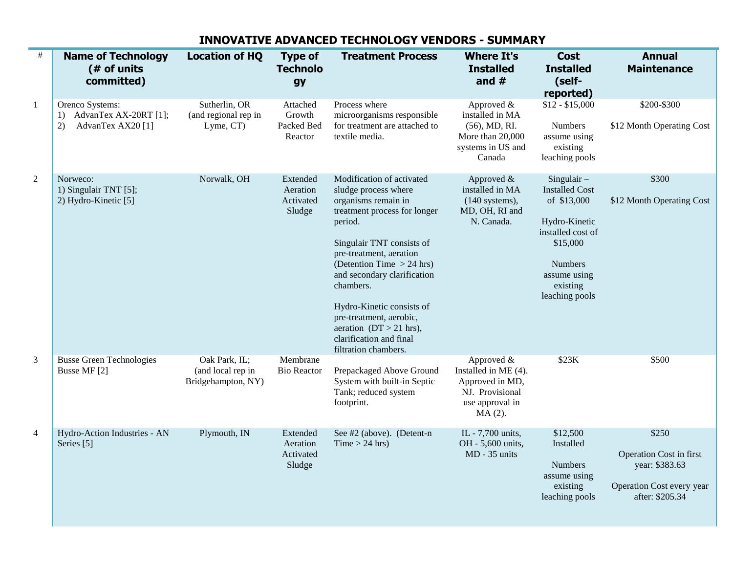# INNOVATIVE ADVANCED TECHNOLOGY VENDORS - SUMMARY

| # | Name of Technology (# of units committed) | Location of HQ | Type of Technology | Treatment Process | Where It's Installed and # | Cost Installed (self-reported) | Annual Maintenance |
|---|---|---|---|---|---|---|---|
| 1 | Orenco Systems:<br>1) AdvanTex AX-20RT [1];<br>2) AdvanTex AX20 [1] | Sutherlin, OR (and regional rep in Lyme, CT) | Attached Growth Packed Bed Reactor | Process where microorganisms responsible for treatment are attached to textile media. | Approved & installed in MA (56), MD, RI. More than 20,000 systems in US and Canada | $12 - $15,000<br><br>Numbers assume using existing leaching pools | $200-$300<br><br>$12 Month Operating Cost |
| 2 | Norweco:<br>1) Singulair TNT [5];<br>2) Hydro-Kinetic [5] | Norwalk, OH | Extended Aeration Activated Sludge | Modification of activated sludge process where organisms remain in treatment process for longer period.<br><br>Singulair TNT consists of pre-treatment, aeration (Detention Time > 24 hrs) and secondary clarification chambers.<br><br>Hydro-Kinetic consists of pre-treatment, aerobic, aeration (DT > 21 hrs), clarification and final filtration chambers. | Approved & installed in MA (140 systems), MD, OH, RI and N. Canada. | Singulair – Installed Cost of $13,000<br><br>Hydro-Kinetic installed cost of $15,000<br><br>Numbers assume using existing leaching pools | $300<br><br>$12 Month Operating Cost |
| 3 | Busse Green Technologies Busse MF [2] | Oak Park, IL; (and local rep in Bridgehampton, NY) | Membrane Bio Reactor | Prepackaged Above Ground System with built-in Septic Tank; reduced system footprint. | Approved & Installed in ME (4). Approved in MD, NJ. Provisional use approval in MA (2). | $23K | $500 |
| 4 | Hydro-Action Industries - AN Series [5] | Plymouth, IN | Extended Aeration Activated Sludge | See #2 (above). (Detent-n Time > 24 hrs) | IL - 7,700 units, OH - 5,600 units, MD - 35 units | $12,500 Installed<br><br>Numbers assume using existing leaching pools | $250<br><br>Operation Cost in first year: $383.63<br><br>Operation Cost every year after: $205.34 |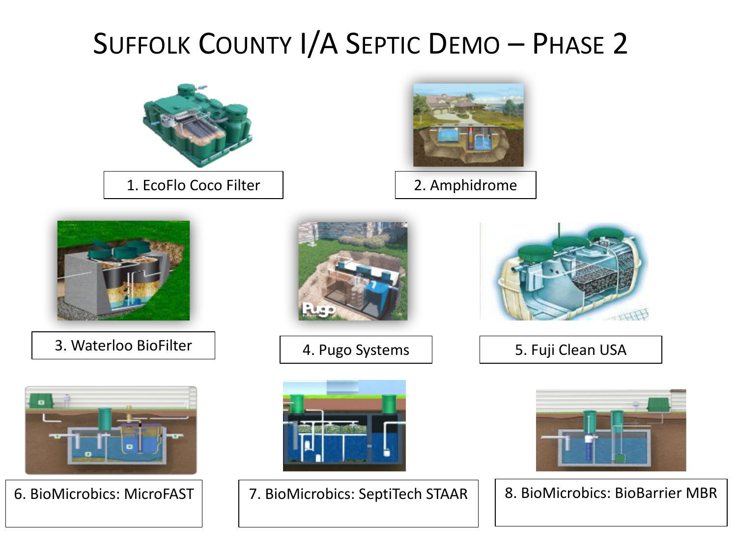# Suffolk County I/A Septic Demo – Phase 2

1. EcoFlo Coco Filter

2. Amphidrome

3. Waterloo BioFilter

4. Pugo Systems

5. Fuji Clean USA

6. BioMicrobics: MicroFAST

7. BioMicrobics: SeptiTech STAAR

8. BioMicrobics: BioBarrier MBR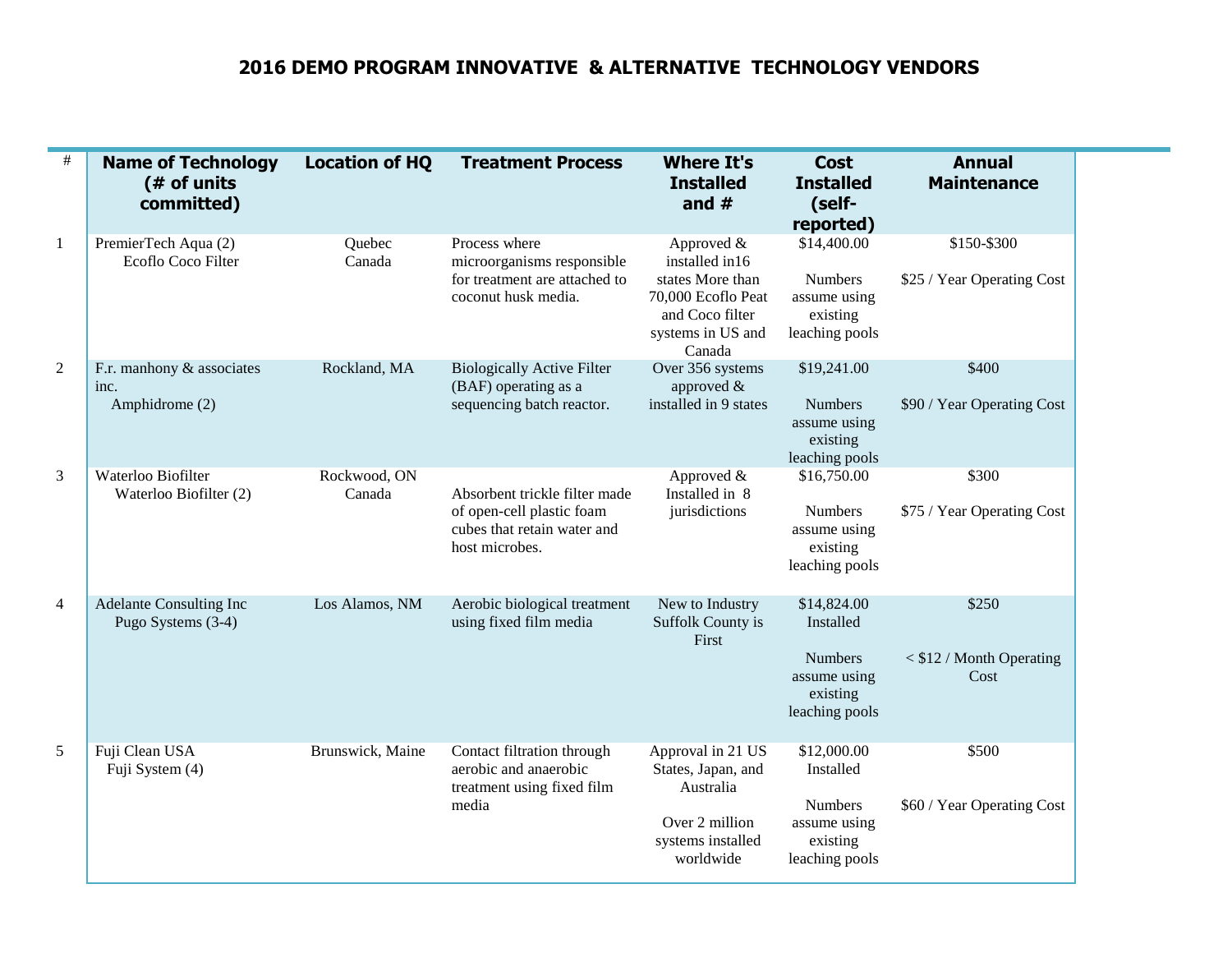# 2016 DEMO PROGRAM INNOVATIVE & ALTERNATIVE TECHNOLOGY VENDORS

| # | Name of Technology (# of units committed) | Location of HQ | Treatment Process | Where It's Installed and # | Cost Installed (self-reported) | Annual Maintenance |
|---|---|---|---|---|---|---|
| 1 | PremierTech Aqua (2) Ecoflo Coco Filter | Quebec Canada | Process where microorganisms responsible for treatment are attached to coconut husk media. | Approved & installed in16 states More than 70,000 Ecoflo Peat and Coco filter systems in US and Canada | $14,400.00<br><br>Numbers assume using existing leaching pools | $150-$300<br><br>$25 / Year Operating Cost |
| 2 | F.r. manhony & associates inc. Amphidrome (2) | Rockland, MA | Biologically Active Filter (BAF) operating as a sequencing batch reactor. | Over 356 systems approved & installed in 9 states | $19,241.00<br><br>Numbers assume using existing leaching pools | $400<br><br>$90 / Year Operating Cost |
| 3 | Waterloo Biofilter Waterloo Biofilter (2) | Rockwood, ON Canada | Absorbent trickle filter made of open-cell plastic foam cubes that retain water and host microbes. | Approved & Installed in 8 jurisdictions | $16,750.00<br><br>Numbers assume using existing leaching pools | $300<br><br>$75 / Year Operating Cost |
| 4 | Adelante Consulting Inc Pugo Systems (3-4) | Los Alamos, NM | Aerobic biological treatment using fixed film media | New to Industry Suffolk County is First | $14,824.00 Installed<br><br>Numbers assume using existing leaching pools | $250<br><br>< $12 / Month Operating Cost |
| 5 | Fuji Clean USA Fuji System (4) | Brunswick, Maine | Contact filtration through aerobic and anaerobic treatment using fixed film media | Approval in 21 US States, Japan, and Australia<br><br>Over 2 million systems installed worldwide | $12,000.00 Installed<br><br>Numbers assume using existing leaching pools | $500<br><br>$60 / Year Operating Cost |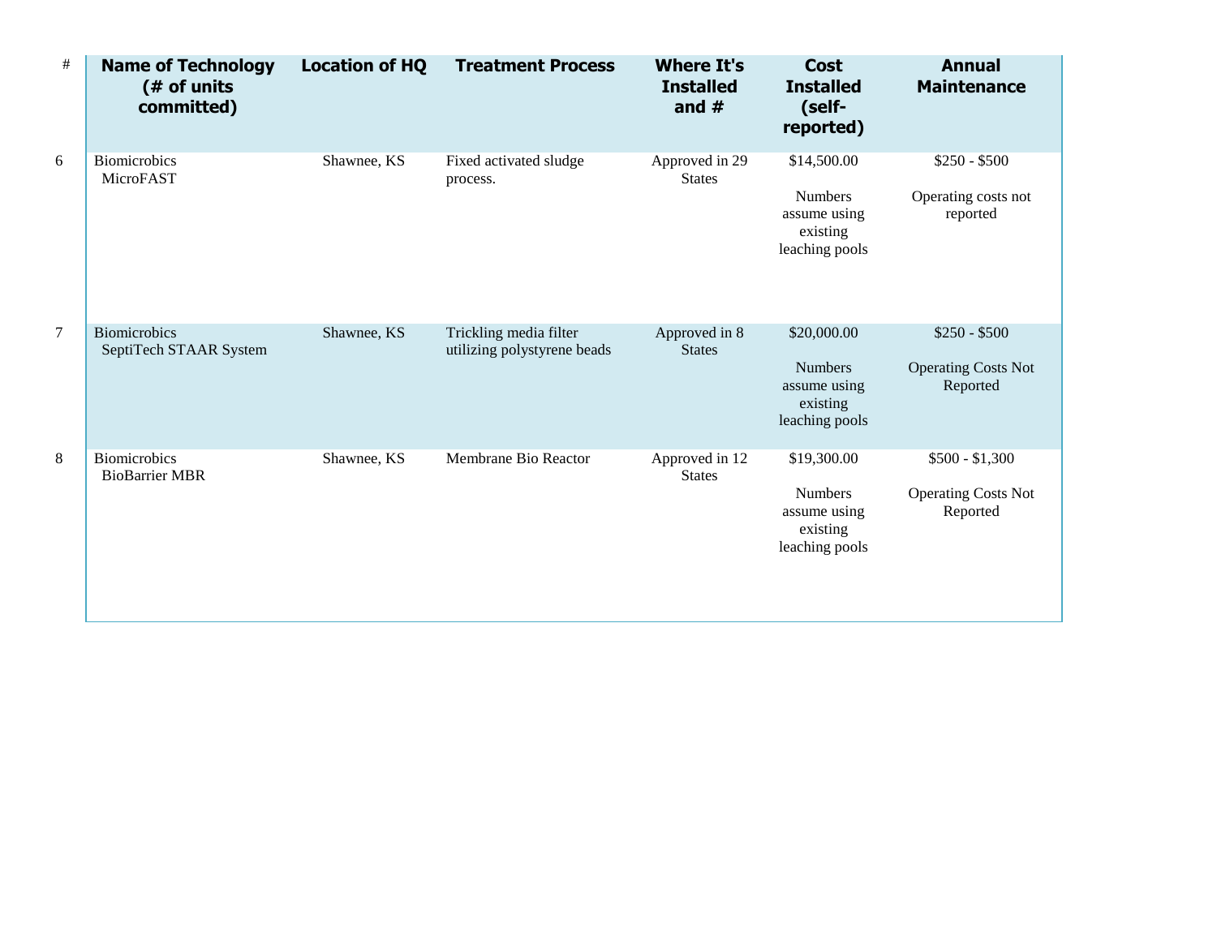| # | Name of Technology (# of units committed) | Location of HQ | Treatment Process | Where It's Installed and # | Cost Installed (self-reported) | Annual Maintenance |
|---|---|---|---|---|---|---|
| 6 | Biomicrobics MicroFAST | Shawnee, KS | Fixed activated sludge process. | Approved in 29 States | $14,500.00<br><br>Numbers assume using existing leaching pools | $250 - $500<br><br>Operating costs not reported |
| 7 | Biomicrobics SeptiTech STAAR System | Shawnee, KS | Trickling media filter utilizing polystyrene beads | Approved in 8 States | $20,000.00<br><br>Numbers assume using existing leaching pools | $250 - $500<br><br>Operating Costs Not Reported |
| 8 | Biomicrobics BioBarrier MBR | Shawnee, KS | Membrane Bio Reactor | Approved in 12 States | $19,300.00<br><br>Numbers assume using existing leaching pools | $500 - $1,300<br><br>Operating Costs Not Reported |